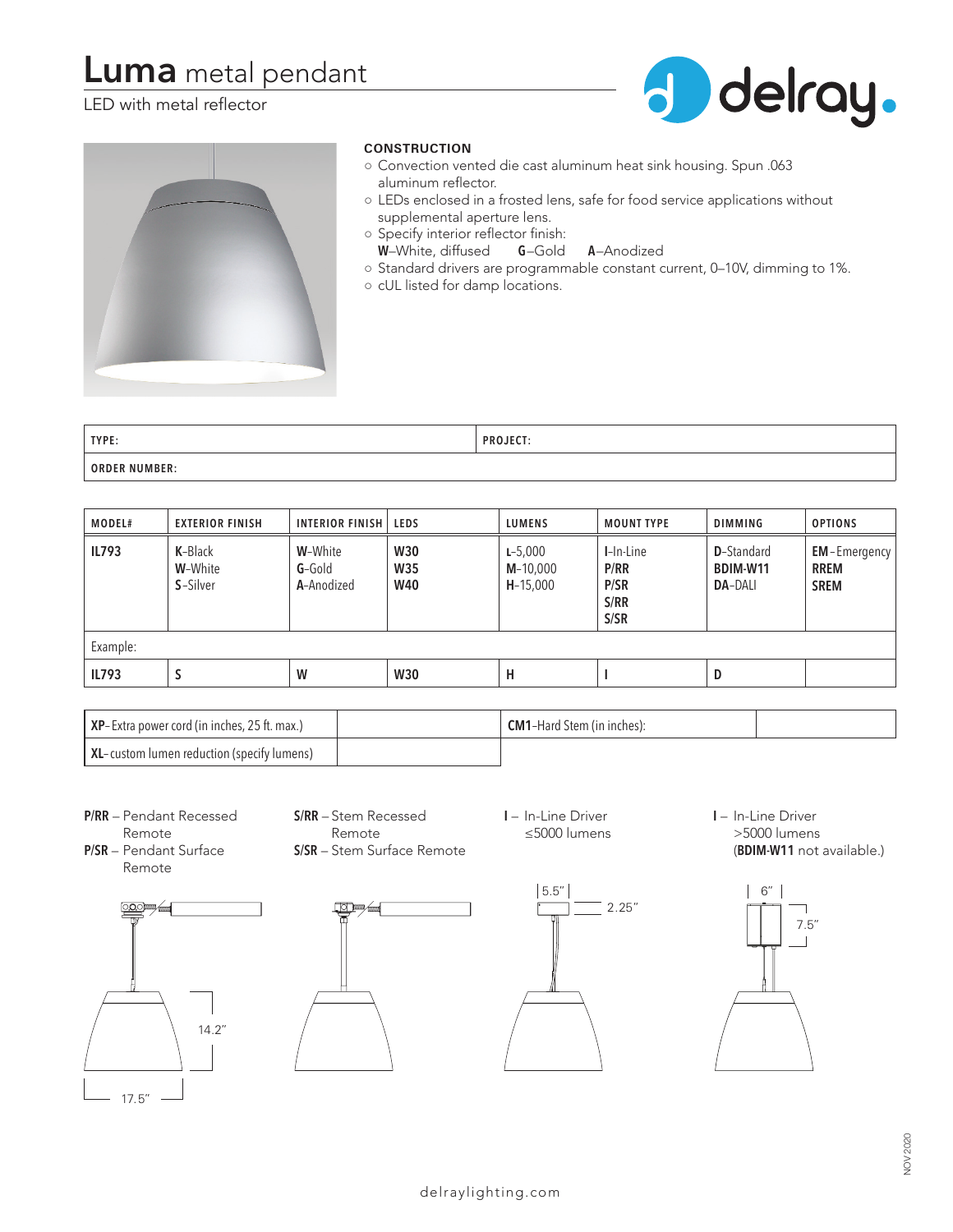# Luma metal pendant

LED with metal reflector

delray.

### CONSTRUCTION

- Convection vented die cast aluminum heat sink housing. Spun .063 aluminum reflector.
- LEDs enclosed in a frosted lens, safe for food service applications without supplemental aperture lens.
- Specify interior reflector finish:
  **W**–White, diffused **G**–Gold **A**–Anodized
- Standard drivers are programmable constant current, 0–10V, dimming to 1%.
- cUL listed for damp locations.

| TYPE: | PROJECT: |
|---|---|
| ORDER NUMBER: | |

| MODEL# | EXTERIOR FINISH | INTERIOR FINISH | LEDS | LUMENS | MOUNT TYPE | DIMMING | OPTIONS |
|---|---|---|---|---|---|---|---|
| **IL793** | **K**-Black<br>**W**-White<br>**S**-Silver | **W**-White<br>**G**-Gold<br>**A**-Anodized | **W30**<br>**W35**<br>**W40** | **L**-5,000<br>**M**-10,000<br>**H**-15,000 | **I**-In-Line<br>**P/RR**<br>**P/SR**<br>**S/RR**<br>**S/SR** | **D**-Standard<br>**BDIM-W11**<br>**DA**-DALI | **EM**-Emergency<br>**RREM**<br>**SREM** |
| Example: | | | | | | | |
| **IL793** | **S** | **W** | **W30** | **H** | **I** | **D** | |

| | | | |
|---|---|---|---|
| **XP**-Extra power cord (in inches, 25 ft. max.) | | **CM1**-Hard Stem (in inches): | |
| **XL**-custom lumen reduction (specify lumens) | | | |

**P/RR** – Pendant Recessed Remote
**P/SR** – Pendant Surface Remote

**S/RR** – Stem Recessed Remote
**S/SR** – Stem Surface Remote

**I** – In-Line Driver ≤5000 lumens

**I** – In-Line Driver >5000 lumens (**BDIM-W11** not available.)

14.2″

17.5″

5.5″ 2.25″

6″ 7.5″

delraylighting.com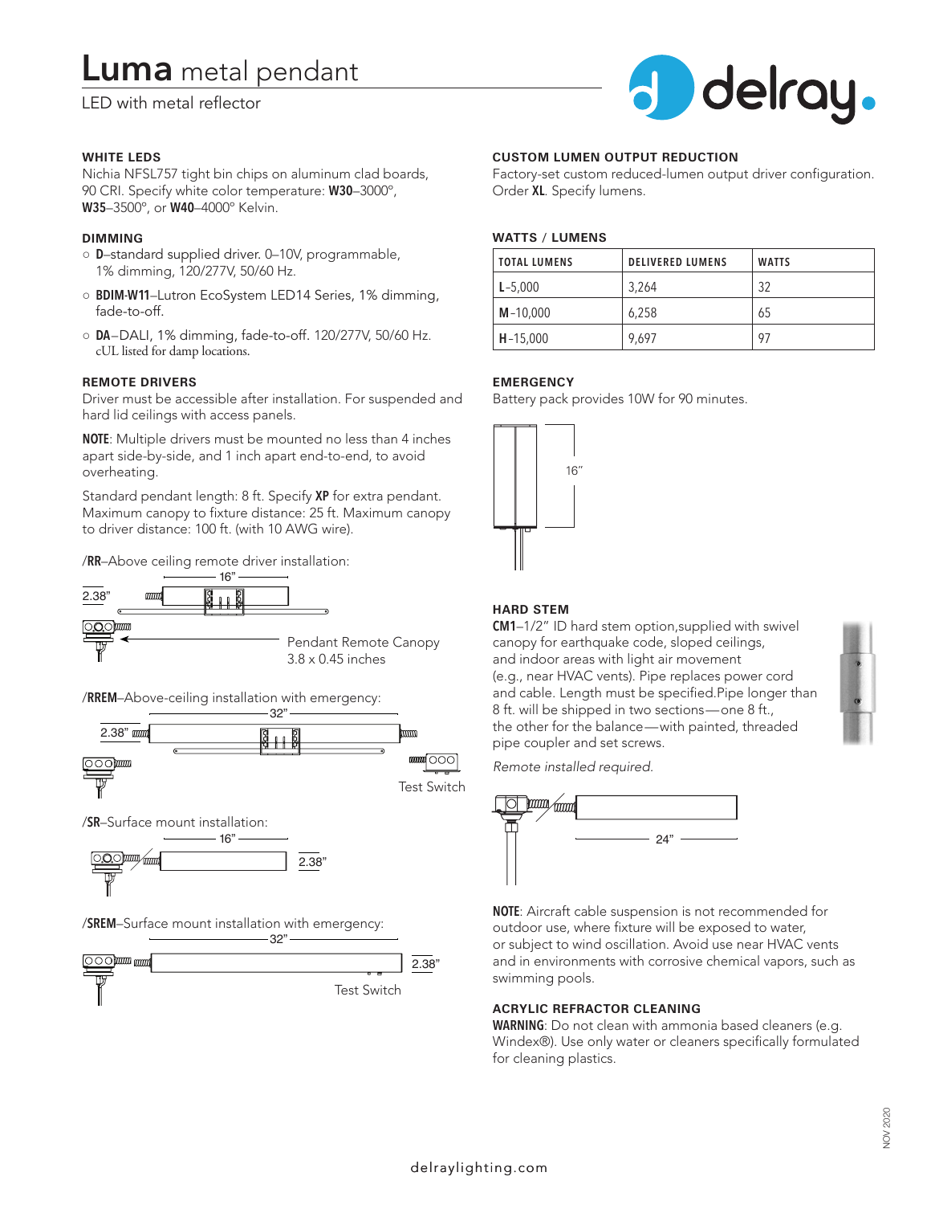# **Luma** metal pendant

LED with metal reflector

### WHITE LEDS

Nichia NFSL757 tight bin chips on aluminum clad boards, 90 CRI. Specify white color temperature: **W30**–3000°, **W35**–3500°, or **W40**–4000° Kelvin.

### DIMMING

- **D**–standard supplied driver. 0–10V, programmable, 1% dimming, 120/277V, 50/60 Hz.
- **BDIM-W11**–Lutron EcoSystem LED14 Series, 1% dimming, fade-to-off.
- **DA**–DALI, 1% dimming, fade-to-off. 120/277V, 50/60 Hz. cUL listed for damp locations.

### REMOTE DRIVERS

Driver must be accessible after installation. For suspended and hard lid ceilings with access panels.

**NOTE**: Multiple drivers must be mounted no less than 4 inches apart side-by-side, and 1 inch apart end-to-end, to avoid overheating.

Standard pendant length: 8 ft. Specify **XP** for extra pendant. Maximum canopy to fixture distance: 25 ft. Maximum canopy to driver distance: 100 ft. (with 10 AWG wire).

/**RR**–Above ceiling remote driver installation:

16"

2.38"

Pendant Remote Canopy
3.8 x 0.45 inches

/**RREM**–Above-ceiling installation with emergency:

32"

2.38"

Test Switch

/**SR**–Surface mount installation:

16"

2.38"

/**SREM**–Surface mount installation with emergency:

32"

2.38"

Test Switch

### CUSTOM LUMEN OUTPUT REDUCTION

Factory-set custom reduced-lumen output driver configuration. Order **XL**. Specify lumens.

### WATTS / LUMENS

| TOTAL LUMENS | DELIVERED LUMENS | WATTS |
|---|---|---|
| **L**–5,000 | 3,264 | 32 |
| **M**–10,000 | 6,258 | 65 |
| **H**–15,000 | 9,697 | 97 |

### EMERGENCY

Battery pack provides 10W for 90 minutes.

16"

### HARD STEM

**CM1**–1/2" ID hard stem option,supplied with swivel canopy for earthquake code, sloped ceilings, and indoor areas with light air movement (e.g., near HVAC vents). Pipe replaces power cord and cable. Length must be specified.Pipe longer than 8 ft. will be shipped in two sections—one 8 ft., the other for the balance—with painted, threaded pipe coupler and set screws.

*Remote installed required.*

24"

**NOTE**: Aircraft cable suspension is not recommended for outdoor use, where fixture will be exposed to water, or subject to wind oscillation. Avoid use near HVAC vents and in environments with corrosive chemical vapors, such as swimming pools.

### ACRYLIC REFRACTOR CLEANING

**WARNING**: Do not clean with ammonia based cleaners (e.g. Windex®). Use only water or cleaners specifically formulated for cleaning plastics.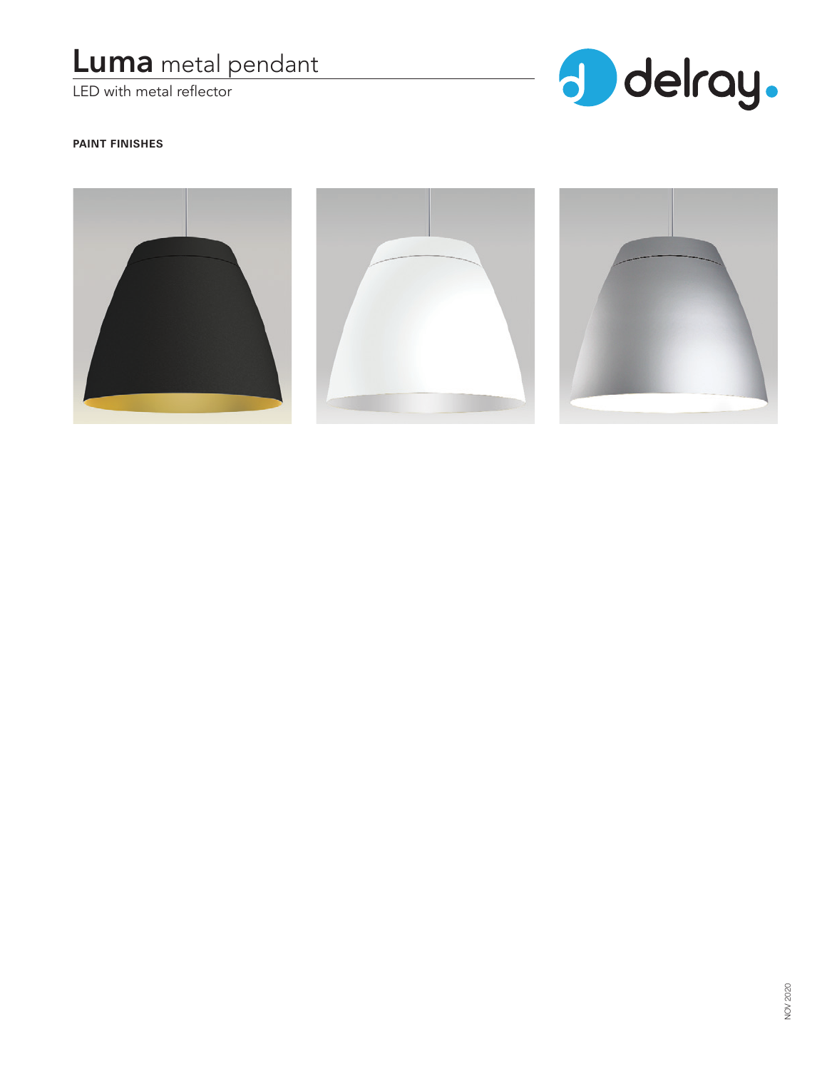# Luma metal pendant

LED with metal reflector

delray.

**PAINT FINISHES**

NOV 2020